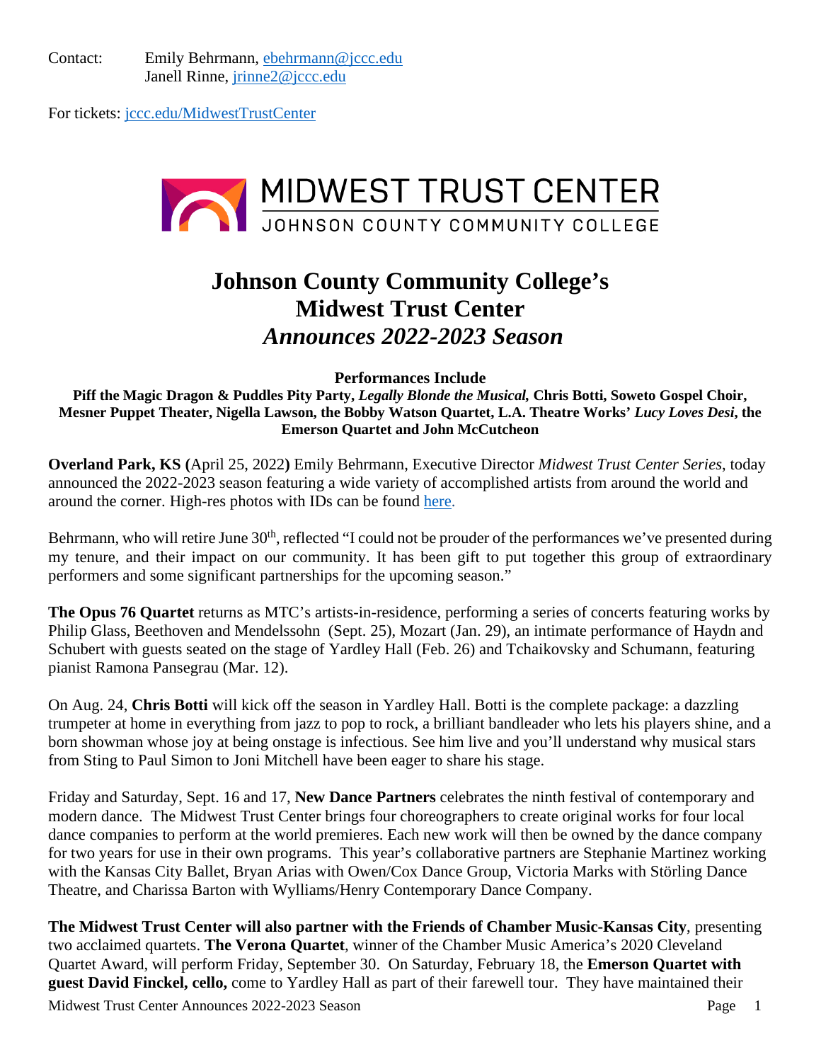Contact: Emily Behrmann, ebehrmann@jccc.edu
Janell Rinne, jrinne2@jccc.edu

For tickets: jccc.edu/MidwestTrustCenter

MIDWEST TRUST CENTER
JOHNSON COUNTY COMMUNITY COLLEGE

# Johnson County Community College's Midwest Trust Center *Announces 2022-2023 Season*

**Performances Include**

**Piff the Magic Dragon & Puddles Pity Party, *Legally Blonde the Musical,* Chris Botti, Soweto Gospel Choir, Mesner Puppet Theater, Nigella Lawson, the Bobby Watson Quartet, L.A. Theatre Works' *Lucy Loves Desi*, the Emerson Quartet and John McCutcheon**

**Overland Park, KS (**April 25, 2022**)** Emily Behrmann, Executive Director *Midwest Trust Center Series,* today announced the 2022-2023 season featuring a wide variety of accomplished artists from around the world and around the corner. High-res photos with IDs can be found here.

Behrmann, who will retire June 30th, reflected "I could not be prouder of the performances we've presented during my tenure, and their impact on our community. It has been gift to put together this group of extraordinary performers and some significant partnerships for the upcoming season."

**The Opus 76 Quartet** returns as MTC's artists-in-residence, performing a series of concerts featuring works by Philip Glass, Beethoven and Mendelssohn (Sept. 25), Mozart (Jan. 29), an intimate performance of Haydn and Schubert with guests seated on the stage of Yardley Hall (Feb. 26) and Tchaikovsky and Schumann, featuring pianist Ramona Pansegrau (Mar. 12).

On Aug. 24, **Chris Botti** will kick off the season in Yardley Hall. Botti is the complete package: a dazzling trumpeter at home in everything from jazz to pop to rock, a brilliant bandleader who lets his players shine, and a born showman whose joy at being onstage is infectious. See him live and you'll understand why musical stars from Sting to Paul Simon to Joni Mitchell have been eager to share his stage.

Friday and Saturday, Sept. 16 and 17, **New Dance Partners** celebrates the ninth festival of contemporary and modern dance. The Midwest Trust Center brings four choreographers to create original works for four local dance companies to perform at the world premieres. Each new work will then be owned by the dance company for two years for use in their own programs. This year's collaborative partners are Stephanie Martinez working with the Kansas City Ballet, Bryan Arias with Owen/Cox Dance Group, Victoria Marks with Störling Dance Theatre, and Charissa Barton with Wylliams/Henry Contemporary Dance Company.

**The Midwest Trust Center will also partner with the Friends of Chamber Music-Kansas City**, presenting two acclaimed quartets. **The Verona Quartet**, winner of the Chamber Music America's 2020 Cleveland Quartet Award, will perform Friday, September 30. On Saturday, February 18, the **Emerson Quartet with guest David Finckel, cello,** come to Yardley Hall as part of their farewell tour. They have maintained their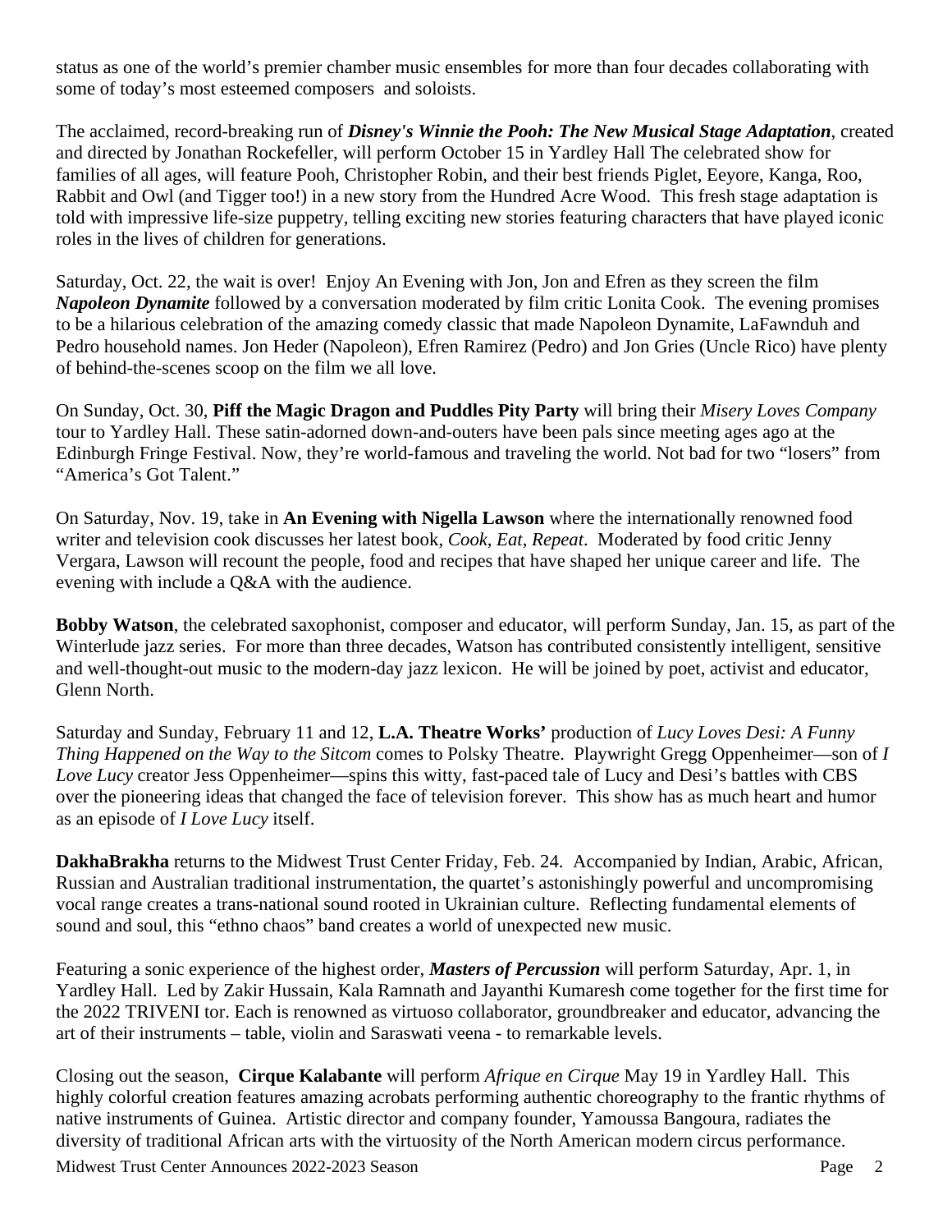status as one of the world's premier chamber music ensembles for more than four decades collaborating with some of today's most esteemed composers  and soloists.

The acclaimed, record-breaking run of ***Disney's Winnie the Pooh: The New Musical Stage Adaptation***, created and directed by Jonathan Rockefeller, will perform October 15 in Yardley Hall The celebrated show for families of all ages, will feature Pooh, Christopher Robin, and their best friends Piglet, Eeyore, Kanga, Roo, Rabbit and Owl (and Tigger too!) in a new story from the Hundred Acre Wood.  This fresh stage adaptation is told with impressive life-size puppetry, telling exciting new stories featuring characters that have played iconic roles in the lives of children for generations.

Saturday, Oct. 22, the wait is over!  Enjoy An Evening with Jon, Jon and Efren as they screen the film ***Napoleon Dynamite*** followed by a conversation moderated by film critic Lonita Cook.  The evening promises to be a hilarious celebration of the amazing comedy classic that made Napoleon Dynamite, LaFawnduh and Pedro household names. Jon Heder (Napoleon), Efren Ramirez (Pedro) and Jon Gries (Uncle Rico) have plenty of behind-the-scenes scoop on the film we all love.

On Sunday, Oct. 30, **Piff the Magic Dragon and Puddles Pity Party** will bring their *Misery Loves Company* tour to Yardley Hall. These satin-adorned down-and-outers have been pals since meeting ages ago at the Edinburgh Fringe Festival. Now, they're world-famous and traveling the world. Not bad for two "losers" from "America's Got Talent."

On Saturday, Nov. 19, take in **An Evening with Nigella Lawson** where the internationally renowned food writer and television cook discusses her latest book, *Cook, Eat, Repeat*.  Moderated by food critic Jenny Vergara, Lawson will recount the people, food and recipes that have shaped her unique career and life.  The evening with include a Q&A with the audience.

**Bobby Watson**, the celebrated saxophonist, composer and educator, will perform Sunday, Jan. 15, as part of the Winterlude jazz series.  For more than three decades, Watson has contributed consistently intelligent, sensitive and well-thought-out music to the modern-day jazz lexicon.  He will be joined by poet, activist and educator, Glenn North.

Saturday and Sunday, February 11 and 12, **L.A. Theatre Works'** production of *Lucy Loves Desi: A Funny Thing Happened on the Way to the Sitcom* comes to Polsky Theatre.  Playwright Gregg Oppenheimer—son of *I Love Lucy* creator Jess Oppenheimer—spins this witty, fast-paced tale of Lucy and Desi's battles with CBS over the pioneering ideas that changed the face of television forever.  This show has as much heart and humor as an episode of *I Love Lucy* itself.

**DakhaBrakha** returns to the Midwest Trust Center Friday, Feb. 24.  Accompanied by Indian, Arabic, African, Russian and Australian traditional instrumentation, the quartet's astonishingly powerful and uncompromising vocal range creates a trans-national sound rooted in Ukrainian culture.  Reflecting fundamental elements of sound and soul, this "ethno chaos" band creates a world of unexpected new music.

Featuring a sonic experience of the highest order, ***Masters of Percussion*** will perform Saturday, Apr. 1, in Yardley Hall.  Led by Zakir Hussain, Kala Ramnath and Jayanthi Kumaresh come together for the first time for the 2022 TRIVENI tor. Each is renowned as virtuoso collaborator, groundbreaker and educator, advancing the art of their instruments – table, violin and Saraswati veena - to remarkable levels.

Closing out the season,  **Cirque Kalabante** will perform *Afrique en Cirque* May 19 in Yardley Hall.  This highly colorful creation features amazing acrobats performing authentic choreography to the frantic rhythms of native instruments of Guinea.  Artistic director and company founder, Yamoussa Bangoura, radiates the diversity of traditional African arts with the virtuosity of the North American modern circus performance.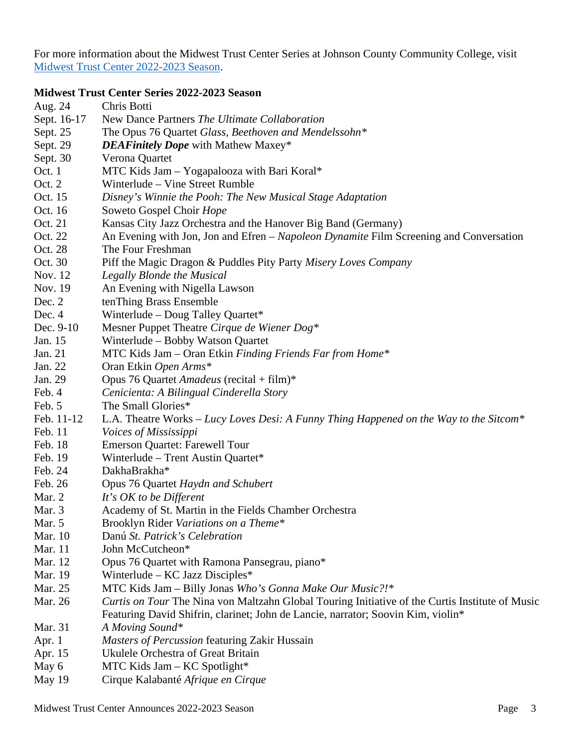For more information about the Midwest Trust Center Series at Johnson County Community College, visit [Midwest Trust Center 2022-2023 Season](#).

**Midwest Trust Center Series 2022-2023 Season**

| | |
|---|---|
| Aug. 24 | Chris Botti |
| Sept. 16-17 | New Dance Partners *The Ultimate Collaboration* |
| Sept. 25 | The Opus 76 Quartet *Glass, Beethoven and Mendelssohn** |
| Sept. 29 | ***DEAFinitely Dope*** with Mathew Maxey* |
| Sept. 30 | Verona Quartet |
| Oct. 1 | MTC Kids Jam – Yogapalooza with Bari Koral* |
| Oct. 2 | Winterlude – Vine Street Rumble |
| Oct. 15 | *Disney's Winnie the Pooh: The New Musical Stage Adaptation* |
| Oct. 16 | Soweto Gospel Choir *Hope* |
| Oct. 21 | Kansas City Jazz Orchestra and the Hanover Big Band (Germany) |
| Oct. 22 | An Evening with Jon, Jon and Efren – *Napoleon Dynamite* Film Screening and Conversation |
| Oct. 28 | The Four Freshman |
| Oct. 30 | Piff the Magic Dragon & Puddles Pity Party *Misery Loves Company* |
| Nov. 12 | *Legally Blonde the Musical* |
| Nov. 19 | An Evening with Nigella Lawson |
| Dec. 2 | tenThing Brass Ensemble |
| Dec. 4 | Winterlude – Doug Talley Quartet* |
| Dec. 9-10 | Mesner Puppet Theatre *Cirque de Wiener Dog** |
| Jan. 15 | Winterlude – Bobby Watson Quartet |
| Jan. 21 | MTC Kids Jam – Oran Etkin *Finding Friends Far from Home** |
| Jan. 22 | Oran Etkin *Open Arms** |
| Jan. 29 | Opus 76 Quartet *Amadeus* (recital + film)* |
| Feb. 4 | *Cenicienta: A Bilingual Cinderella Story* |
| Feb. 5 | The Small Glories* |
| Feb. 11-12 | L.A. Theatre Works – *Lucy Loves Desi: A Funny Thing Happened on the Way to the Sitcom** |
| Feb. 11 | *Voices of Mississippi* |
| Feb. 18 | Emerson Quartet: Farewell Tour |
| Feb. 19 | Winterlude – Trent Austin Quartet* |
| Feb. 24 | DakhaBrakha* |
| Feb. 26 | Opus 76 Quartet *Haydn and Schubert* |
| Mar. 2 | *It's OK to be Different* |
| Mar. 3 | Academy of St. Martin in the Fields Chamber Orchestra |
| Mar. 5 | Brooklyn Rider *Variations on a Theme** |
| Mar. 10 | Danú *St. Patrick's Celebration* |
| Mar. 11 | John McCutcheon* |
| Mar. 12 | Opus 76 Quartet with Ramona Pansegrau, piano* |
| Mar. 19 | Winterlude – KC Jazz Disciples* |
| Mar. 25 | MTC Kids Jam – Billy Jonas *Who's Gonna Make Our Music?!** |
| Mar. 26 | *Curtis on Tour* The Nina von Maltzahn Global Touring Initiative of the Curtis Institute of Music Featuring David Shifrin, clarinet; John de Lancie, narrator; Soovin Kim, violin* |
| Mar. 31 | *A Moving Sound** |
| Apr. 1 | *Masters of Percussion* featuring Zakir Hussain |
| Apr. 15 | Ukulele Orchestra of Great Britain |
| May 6 | MTC Kids Jam – KC Spotlight* |
| May 19 | Cirque Kalabanté *Afrique en Cirque* |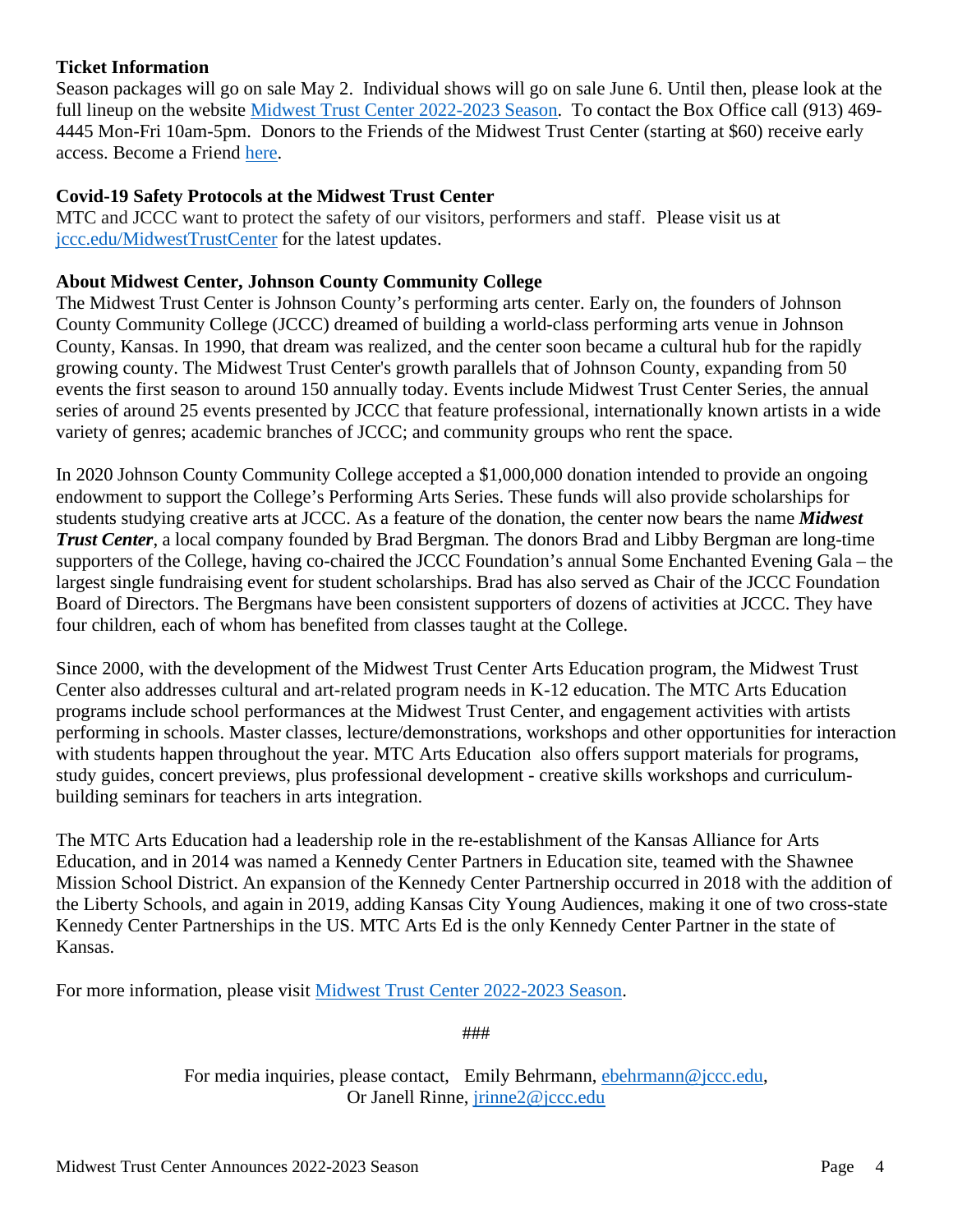**Ticket Information**

Season packages will go on sale May 2. Individual shows will go on sale June 6. Until then, please look at the full lineup on the website [Midwest Trust Center 2022-2023 Season](). To contact the Box Office call (913) 469-4445 Mon-Fri 10am-5pm. Donors to the Friends of the Midwest Trust Center (starting at $60) receive early access. Become a Friend [here]().

**Covid-19 Safety Protocols at the Midwest Trust Center**

MTC and JCCC want to protect the safety of our visitors, performers and staff. Please visit us at [jccc.edu/MidwestTrustCenter]() for the latest updates.

**About Midwest Center, Johnson County Community College**

The Midwest Trust Center is Johnson County's performing arts center. Early on, the founders of Johnson County Community College (JCCC) dreamed of building a world-class performing arts venue in Johnson County, Kansas. In 1990, that dream was realized, and the center soon became a cultural hub for the rapidly growing county. The Midwest Trust Center's growth parallels that of Johnson County, expanding from 50 events the first season to around 150 annually today. Events include Midwest Trust Center Series, the annual series of around 25 events presented by JCCC that feature professional, internationally known artists in a wide variety of genres; academic branches of JCCC; and community groups who rent the space.

In 2020 Johnson County Community College accepted a $1,000,000 donation intended to provide an ongoing endowment to support the College's Performing Arts Series. These funds will also provide scholarships for students studying creative arts at JCCC. As a feature of the donation, the center now bears the name ***Midwest Trust Center***, a local company founded by Brad Bergman. The donors Brad and Libby Bergman are long-time supporters of the College, having co-chaired the JCCC Foundation's annual Some Enchanted Evening Gala – the largest single fundraising event for student scholarships. Brad has also served as Chair of the JCCC Foundation Board of Directors. The Bergmans have been consistent supporters of dozens of activities at JCCC. They have four children, each of whom has benefited from classes taught at the College.

Since 2000, with the development of the Midwest Trust Center Arts Education program, the Midwest Trust Center also addresses cultural and art-related program needs in K-12 education. The MTC Arts Education programs include school performances at the Midwest Trust Center, and engagement activities with artists performing in schools. Master classes, lecture/demonstrations, workshops and other opportunities for interaction with students happen throughout the year. MTC Arts Education also offers support materials for programs, study guides, concert previews, plus professional development - creative skills workshops and curriculum-building seminars for teachers in arts integration.

The MTC Arts Education had a leadership role in the re-establishment of the Kansas Alliance for Arts Education, and in 2014 was named a Kennedy Center Partners in Education site, teamed with the Shawnee Mission School District. An expansion of the Kennedy Center Partnership occurred in 2018 with the addition of the Liberty Schools, and again in 2019, adding Kansas City Young Audiences, making it one of two cross-state Kennedy Center Partnerships in the US. MTC Arts Ed is the only Kennedy Center Partner in the state of Kansas.

For more information, please visit [Midwest Trust Center 2022-2023 Season]().

###

For media inquiries, please contact, Emily Behrmann, ebehrmann@jccc.edu,
Or Janell Rinne, jrinne2@jccc.edu